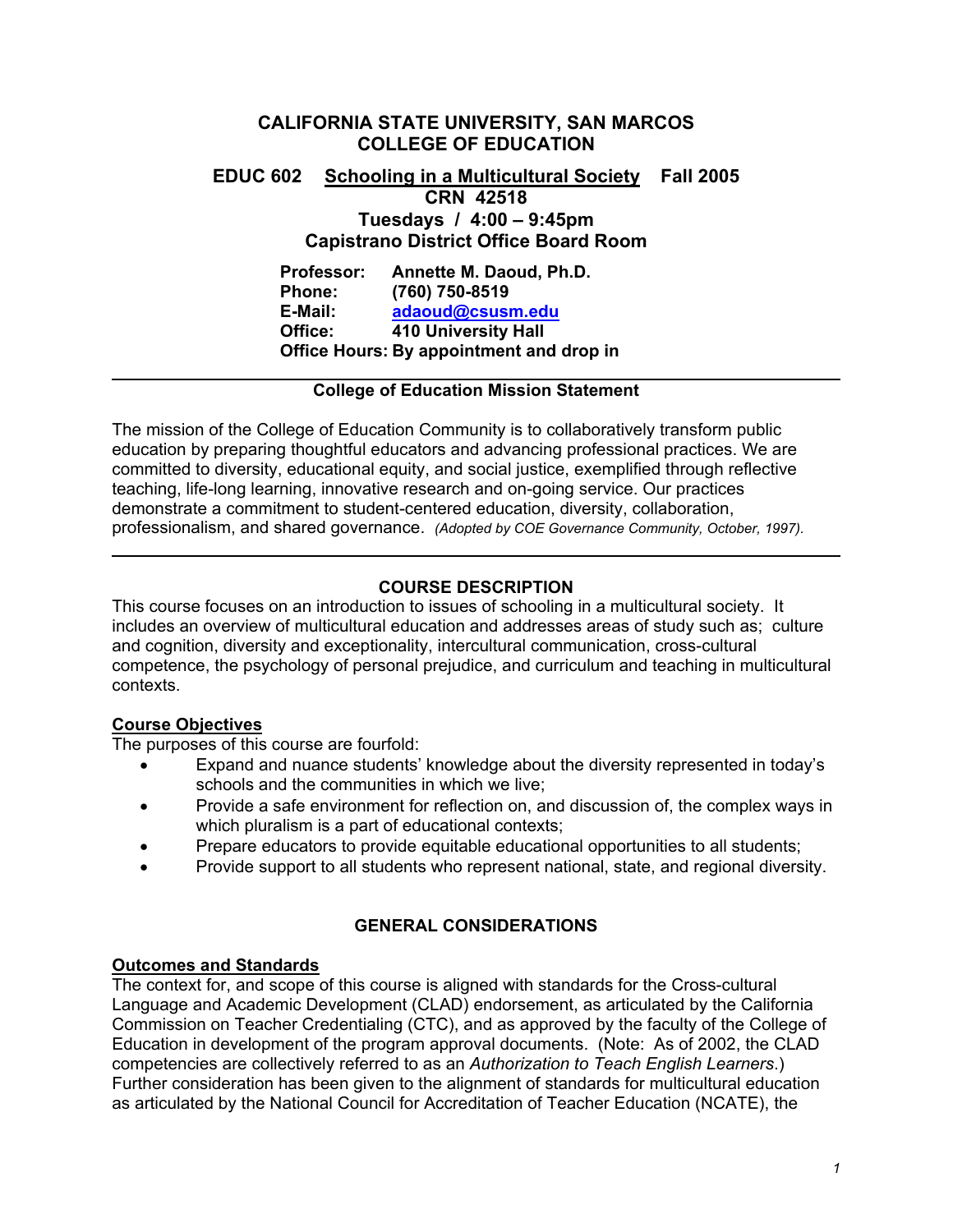# CALIFORNIA STATE UNIVERSITY, SAN MARCOS
# COLLEGE OF EDUCATION

## EDUC 602 Schooling in a Multicultural Society Fall 2005

**CRN 42518**
**Tuesdays / 4:00 – 9:45pm**
**Capistrano District Office Board Room**

**Professor:** Annette M. Daoud, Ph.D.
**Phone:** (760) 750-8519
**E-Mail:** adaoud@csusm.edu
**Office:** 410 University Hall
**Office Hours:** By appointment and drop in

---

### College of Education Mission Statement

The mission of the College of Education Community is to collaboratively transform public education by preparing thoughtful educators and advancing professional practices. We are committed to diversity, educational equity, and social justice, exemplified through reflective teaching, life-long learning, innovative research and on-going service. Our practices demonstrate a commitment to student-centered education, diversity, collaboration, professionalism, and shared governance. *(Adopted by COE Governance Community, October, 1997).*

---

### COURSE DESCRIPTION

This course focuses on an introduction to issues of schooling in a multicultural society. It includes an overview of multicultural education and addresses areas of study such as; culture and cognition, diversity and exceptionality, intercultural communication, cross-cultural competence, the psychology of personal prejudice, and curriculum and teaching in multicultural contexts.

**Course Objectives**

The purposes of this course are fourfold:

- Expand and nuance students' knowledge about the diversity represented in today's schools and the communities in which we live;
- Provide a safe environment for reflection on, and discussion of, the complex ways in which pluralism is a part of educational contexts;
- Prepare educators to provide equitable educational opportunities to all students;
- Provide support to all students who represent national, state, and regional diversity.

### GENERAL CONSIDERATIONS

**Outcomes and Standards**

The context for, and scope of this course is aligned with standards for the Cross-cultural Language and Academic Development (CLAD) endorsement, as articulated by the California Commission on Teacher Credentialing (CTC), and as approved by the faculty of the College of Education in development of the program approval documents. (Note: As of 2002, the CLAD competencies are collectively referred to as an *Authorization to Teach English Learners*.) Further consideration has been given to the alignment of standards for multicultural education as articulated by the National Council for Accreditation of Teacher Education (NCATE), the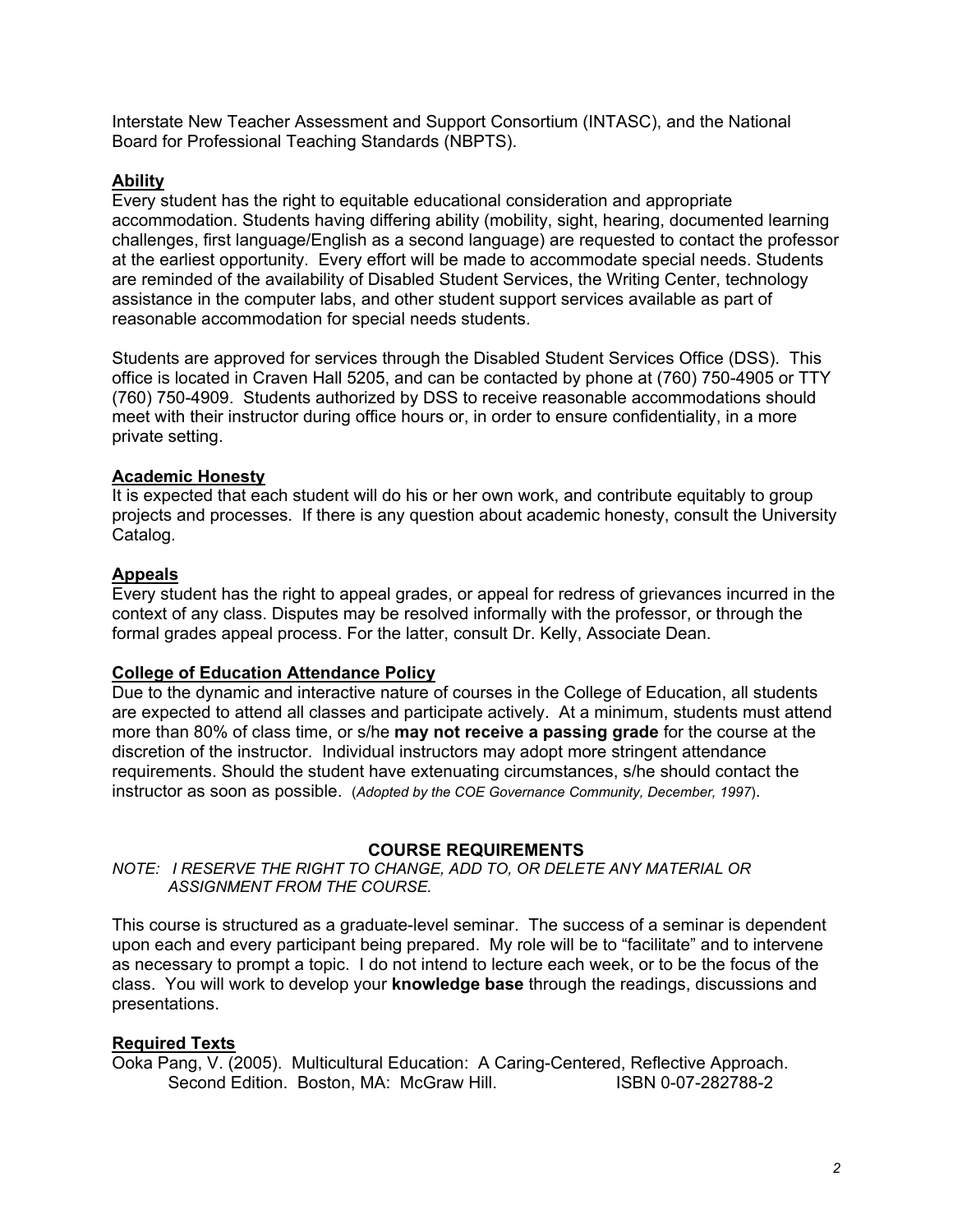Interstate New Teacher Assessment and Support Consortium (INTASC), and the National Board for Professional Teaching Standards (NBPTS).

### Ability

Every student has the right to equitable educational consideration and appropriate accommodation. Students having differing ability (mobility, sight, hearing, documented learning challenges, first language/English as a second language) are requested to contact the professor at the earliest opportunity. Every effort will be made to accommodate special needs. Students are reminded of the availability of Disabled Student Services, the Writing Center, technology assistance in the computer labs, and other student support services available as part of reasonable accommodation for special needs students.

Students are approved for services through the Disabled Student Services Office (DSS). This office is located in Craven Hall 5205, and can be contacted by phone at (760) 750-4905 or TTY (760) 750-4909. Students authorized by DSS to receive reasonable accommodations should meet with their instructor during office hours or, in order to ensure confidentiality, in a more private setting.

### Academic Honesty

It is expected that each student will do his or her own work, and contribute equitably to group projects and processes. If there is any question about academic honesty, consult the University Catalog.

### Appeals

Every student has the right to appeal grades, or appeal for redress of grievances incurred in the context of any class. Disputes may be resolved informally with the professor, or through the formal grades appeal process. For the latter, consult Dr. Kelly, Associate Dean.

### College of Education Attendance Policy

Due to the dynamic and interactive nature of courses in the College of Education, all students are expected to attend all classes and participate actively. At a minimum, students must attend more than 80% of class time, or s/he **may not receive a passing grade** for the course at the discretion of the instructor. Individual instructors may adopt more stringent attendance requirements. Should the student have extenuating circumstances, s/he should contact the instructor as soon as possible. (*Adopted by the COE Governance Community, December, 1997*).

## COURSE REQUIREMENTS

*NOTE: I RESERVE THE RIGHT TO CHANGE, ADD TO, OR DELETE ANY MATERIAL OR ASSIGNMENT FROM THE COURSE.*

This course is structured as a graduate-level seminar. The success of a seminar is dependent upon each and every participant being prepared. My role will be to "facilitate" and to intervene as necessary to prompt a topic. I do not intend to lecture each week, or to be the focus of the class. You will work to develop your **knowledge base** through the readings, discussions and presentations.

### Required Texts

Ooka Pang, V. (2005). Multicultural Education: A Caring-Centered, Reflective Approach. Second Edition. Boston, MA: McGraw Hill. ISBN 0-07-282788-2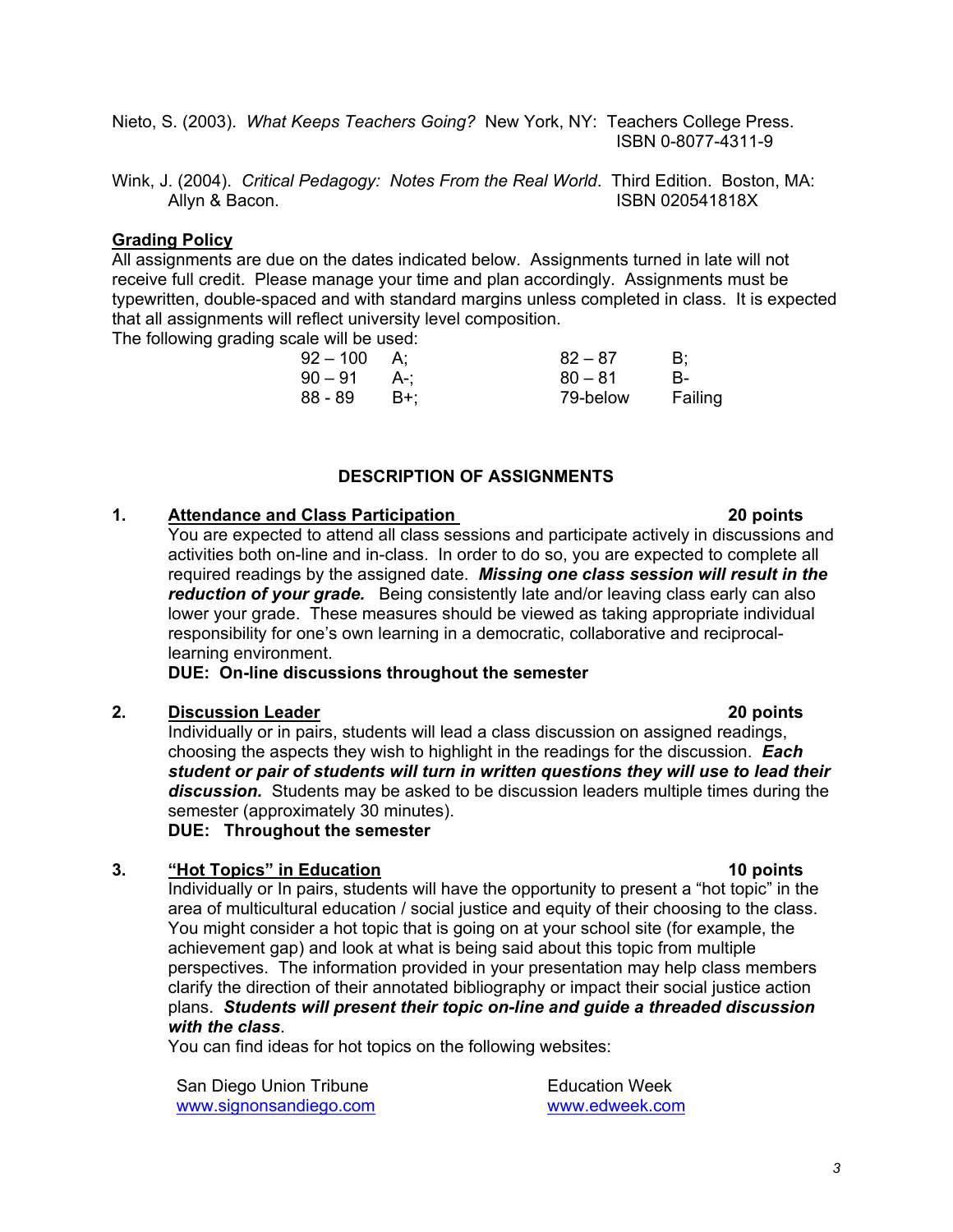Nieto, S. (2003). *What Keeps Teachers Going?* New York, NY: Teachers College Press. ISBN 0-8077-4311-9

Wink, J. (2004). *Critical Pedagogy: Notes From the Real World*. Third Edition. Boston, MA: Allyn & Bacon. ISBN 020541818X

## Grading Policy

All assignments are due on the dates indicated below. Assignments turned in late will not receive full credit. Please manage your time and plan accordingly. Assignments must be typewritten, double-spaced and with standard margins unless completed in class. It is expected that all assignments will reflect university level composition.

The following grading scale will be used:

| | | | |
|---|---|---|---|
| 92 – 100 | A; | 82 – 87 | B; |
| 90 – 91 | A-; | 80 – 81 | B- |
| 88 - 89 | B+; | 79-below | Failing |

## DESCRIPTION OF ASSIGNMENTS

**1. Attendance and Class Participation — 20 points**

You are expected to attend all class sessions and participate actively in discussions and activities both on-line and in-class. In order to do so, you are expected to complete all required readings by the assigned date. ***Missing one class session will result in the reduction of your grade.*** Being consistently late and/or leaving class early can also lower your grade. These measures should be viewed as taking appropriate individual responsibility for one's own learning in a democratic, collaborative and reciprocal-learning environment.

**DUE: On-line discussions throughout the semester**

**2. Discussion Leader — 20 points**

Individually or in pairs, students will lead a class discussion on assigned readings, choosing the aspects they wish to highlight in the readings for the discussion. ***Each student or pair of students will turn in written questions they will use to lead their discussion.*** Students may be asked to be discussion leaders multiple times during the semester (approximately 30 minutes).

**DUE: Throughout the semester**

**3. "Hot Topics" in Education — 10 points**

Individually or In pairs, students will have the opportunity to present a "hot topic" in the area of multicultural education / social justice and equity of their choosing to the class. You might consider a hot topic that is going on at your school site (for example, the achievement gap) and look at what is being said about this topic from multiple perspectives. The information provided in your presentation may help class members clarify the direction of their annotated bibliography or impact their social justice action plans. ***Students will present their topic on-line and guide a threaded discussion with the class***.

You can find ideas for hot topics on the following websites:

San Diego Union Tribune
www.signonsandiego.com

Education Week
www.edweek.com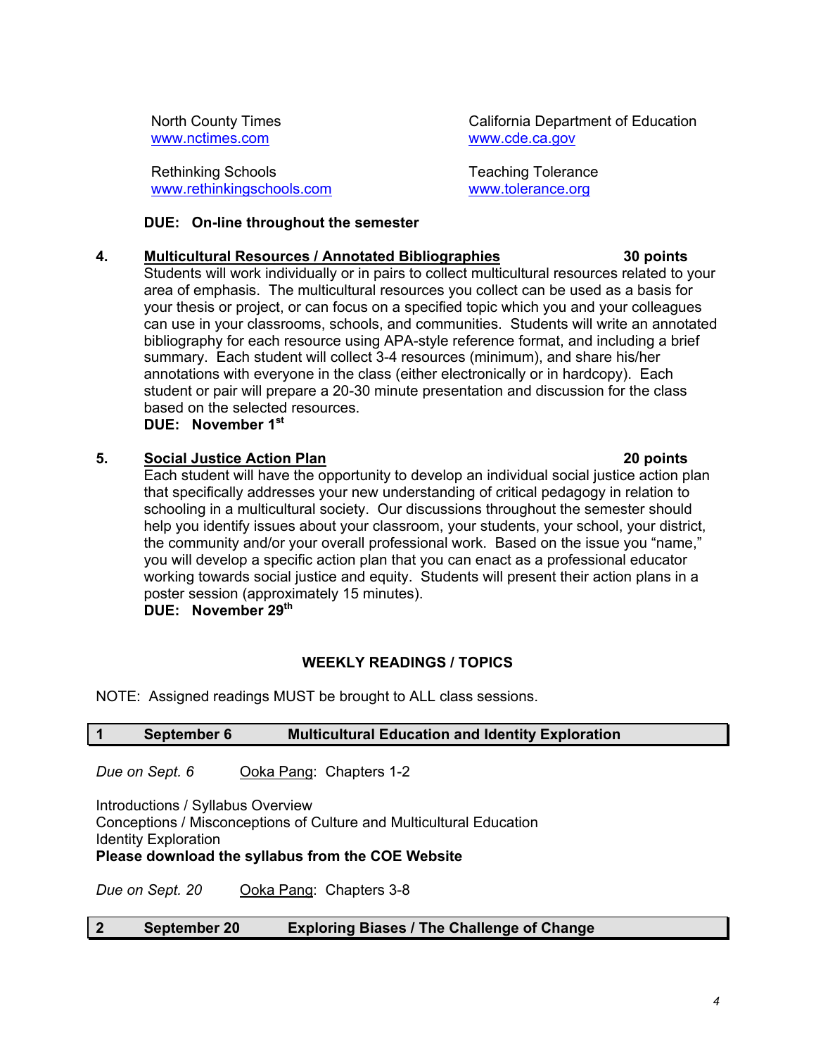North County Times
www.nctimes.com

California Department of Education
www.cde.ca.gov

Rethinking Schools
www.rethinkingschools.com

Teaching Tolerance
www.tolerance.org

**DUE: On-line throughout the semester**

4. **Multicultural Resources / Annotated Bibliographies** **30 points**

Students will work individually or in pairs to collect multicultural resources related to your area of emphasis. The multicultural resources you collect can be used as a basis for your thesis or project, or can focus on a specified topic which you and your colleagues can use in your classrooms, schools, and communities. Students will write an annotated bibliography for each resource using APA-style reference format, and including a brief summary. Each student will collect 3-4 resources (minimum), and share his/her annotations with everyone in the class (either electronically or in hardcopy). Each student or pair will prepare a 20-30 minute presentation and discussion for the class based on the selected resources.

**DUE: November 1st**

5. **Social Justice Action Plan** **20 points**

Each student will have the opportunity to develop an individual social justice action plan that specifically addresses your new understanding of critical pedagogy in relation to schooling in a multicultural society. Our discussions throughout the semester should help you identify issues about your classroom, your students, your school, your district, the community and/or your overall professional work. Based on the issue you "name," you will develop a specific action plan that you can enact as a professional educator working towards social justice and equity. Students will present their action plans in a poster session (approximately 15 minutes).

**DUE: November 29th**

## WEEKLY READINGS / TOPICS

NOTE: Assigned readings MUST be brought to ALL class sessions.

| **1** | **September 6** | **Multicultural Education and Identity Exploration** |
|---|---|---|

*Due on Sept. 6* Ooka Pang: Chapters 1-2

Introductions / Syllabus Overview
Conceptions / Misconceptions of Culture and Multicultural Education
Identity Exploration
**Please download the syllabus from the COE Website**

*Due on Sept. 20* Ooka Pang: Chapters 3-8

| **2** | **September 20** | **Exploring Biases / The Challenge of Change** |
|---|---|---|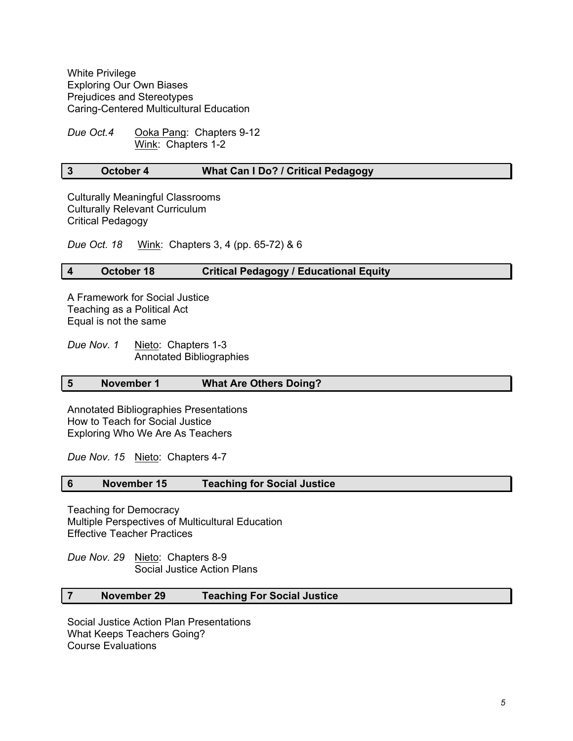White Privilege
Exploring Our Own Biases
Prejudices and Stereotypes
Caring-Centered Multicultural Education

*Due Oct.4* Ooka Pang: Chapters 9-12
Wink: Chapters 1-2

| **3** | **October 4** | **What Can I Do? / Critical Pedagogy** |
|---|---|---|

Culturally Meaningful Classrooms
Culturally Relevant Curriculum
Critical Pedagogy

*Due Oct. 18* Wink: Chapters 3, 4 (pp. 65-72) & 6

| **4** | **October 18** | **Critical Pedagogy / Educational Equity** |
|---|---|---|

A Framework for Social Justice
Teaching as a Political Act
Equal is not the same

*Due Nov. 1* Nieto: Chapters 1-3
Annotated Bibliographies

| **5** | **November 1** | **What Are Others Doing?** |
|---|---|---|

Annotated Bibliographies Presentations
How to Teach for Social Justice
Exploring Who We Are As Teachers

*Due Nov. 15* Nieto: Chapters 4-7

| **6** | **November 15** | **Teaching for Social Justice** |
|---|---|---|

Teaching for Democracy
Multiple Perspectives of Multicultural Education
Effective Teacher Practices

*Due Nov. 29* Nieto: Chapters 8-9
Social Justice Action Plans

| **7** | **November 29** | **Teaching For Social Justice** |
|---|---|---|

Social Justice Action Plan Presentations
What Keeps Teachers Going?
Course Evaluations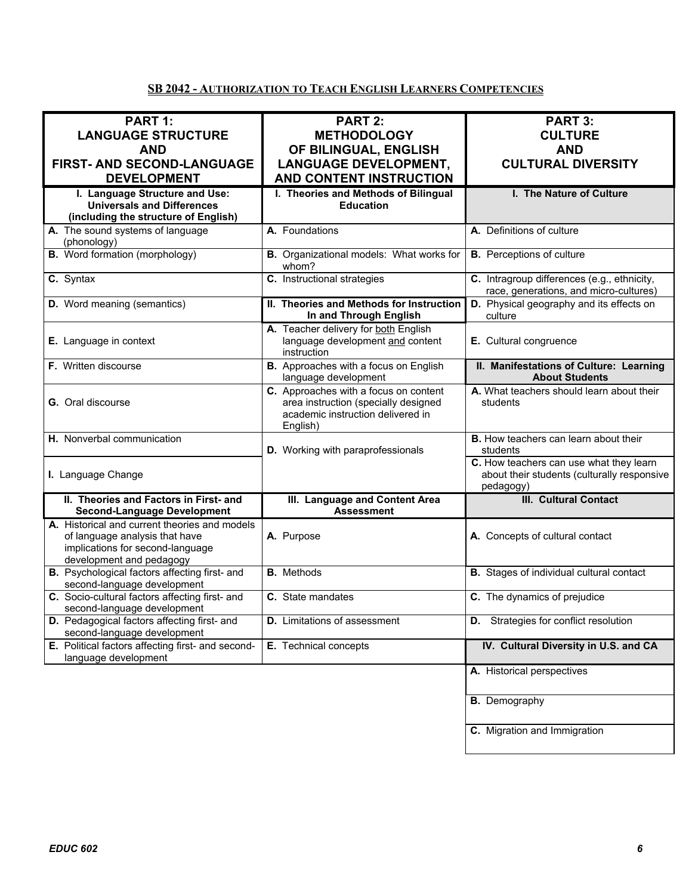## SB 2042 - AUTHORIZATION TO TEACH ENGLISH LEARNERS COMPETENCIES

| PART 1: LANGUAGE STRUCTURE AND FIRST- AND SECOND-LANGUAGE DEVELOPMENT | PART 2: METHODOLOGY OF BILINGUAL, ENGLISH LANGUAGE DEVELOPMENT, AND CONTENT INSTRUCTION | PART 3: CULTURE AND CULTURAL DIVERSITY |
|---|---|---|
| **I. Language Structure and Use: Universals and Differences (including the structure of English)** | **I. Theories and Methods of Bilingual Education** | **I. The Nature of Culture** |
| **A.** The sound systems of language (phonology) | **A.** Foundations | **A.** Definitions of culture |
| **B.** Word formation (morphology) | **B.** Organizational models: What works for whom? | **B.** Perceptions of culture |
| **C.** Syntax | **C.** Instructional strategies | **C.** Intragroup differences (e.g., ethnicity, race, generations, and micro-cultures) |
| **D.** Word meaning (semantics) | **II. Theories and Methods for Instruction In and Through English** | **D.** Physical geography and its effects on culture |
| **E.** Language in context | **A.** Teacher delivery for both English language development and content instruction | **E.** Cultural congruence |
| **F.** Written discourse | **B.** Approaches with a focus on English language development | **II. Manifestations of Culture: Learning About Students** |
| **G.** Oral discourse | **C.** Approaches with a focus on content area instruction (specially designed academic instruction delivered in English) | **A.** What teachers should learn about their students |
| **H.** Nonverbal communication | **D.** Working with paraprofessionals | **B.** How teachers can learn about their students |
| **I.** Language Change | | **C.** How teachers can use what they learn about their students (culturally responsive pedagogy) |
| **II. Theories and Factors in First- and Second-Language Development** | **III. Language and Content Area Assessment** | **III. Cultural Contact** |
| **A.** Historical and current theories and models of language analysis that have implications for second-language development and pedagogy | **A.** Purpose | **A.** Concepts of cultural contact |
| **B.** Psychological factors affecting first- and second-language development | **B.** Methods | **B.** Stages of individual cultural contact |
| **C.** Socio-cultural factors affecting first- and second-language development | **C.** State mandates | **C.** The dynamics of prejudice |
| **D.** Pedagogical factors affecting first- and second-language development | **D.** Limitations of assessment | **D.** Strategies for conflict resolution |
| **E.** Political factors affecting first- and second-language development | **E.** Technical concepts | **IV. Cultural Diversity in U.S. and CA** |
| | | **A.** Historical perspectives |
| | | **B.** Demography |
| | | **C.** Migration and Immigration |